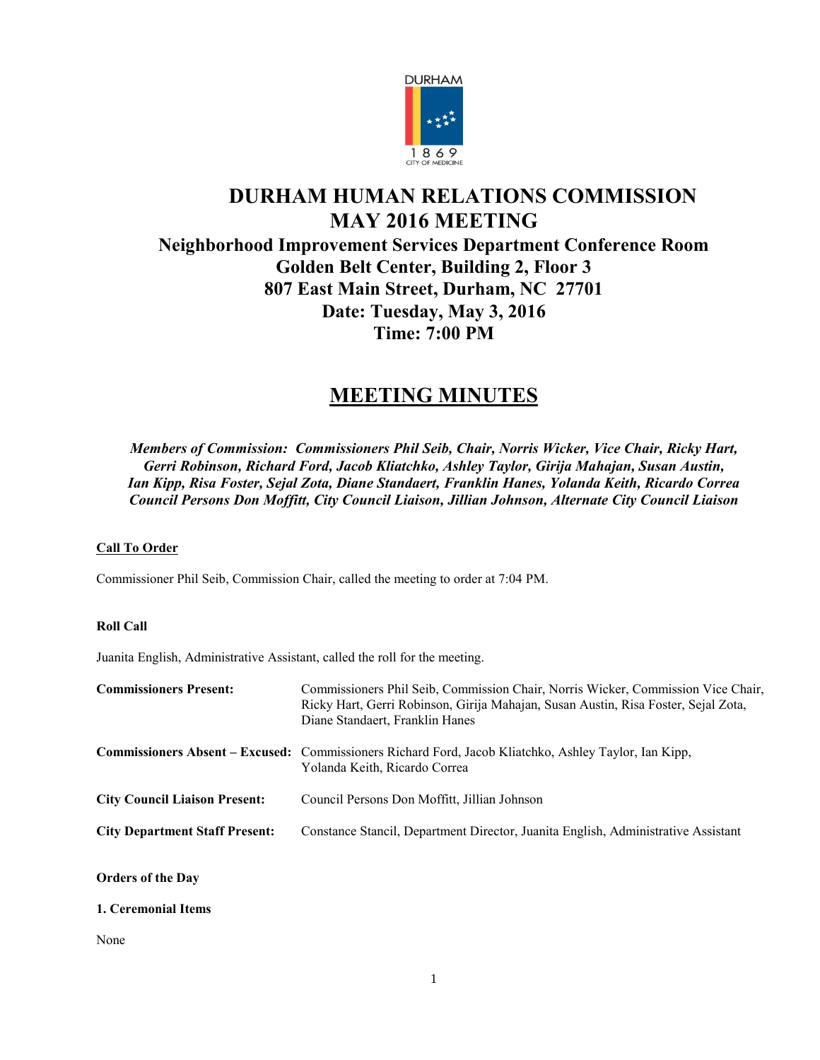# DURHAM HUMAN RELATIONS COMMISSION
# MAY 2016 MEETING

## Neighborhood Improvement Services Department Conference Room
## Golden Belt Center, Building 2, Floor 3
## 807 East Main Street, Durham, NC 27701
## Date: Tuesday, May 3, 2016
## Time: 7:00 PM

# MEETING MINUTES

***Members of Commission: Commissioners Phil Seib, Chair, Norris Wicker, Vice Chair, Ricky Hart, Gerri Robinson, Richard Ford, Jacob Kliatchko, Ashley Taylor, Girija Mahajan, Susan Austin, Ian Kipp, Risa Foster, Sejal Zota, Diane Standaert, Franklin Hanes, Yolanda Keith, Ricardo Correa Council Persons Don Moffitt, City Council Liaison, Jillian Johnson, Alternate City Council Liaison***

**Call To Order**

Commissioner Phil Seib, Commission Chair, called the meeting to order at 7:04 PM.

**Roll Call**

Juanita English, Administrative Assistant, called the roll for the meeting.

| | |
|---|---|
| **Commissioners Present:** | Commissioners Phil Seib, Commission Chair, Norris Wicker, Commission Vice Chair, Ricky Hart, Gerri Robinson, Girija Mahajan, Susan Austin, Risa Foster, Sejal Zota, Diane Standaert, Franklin Hanes |
| **Commissioners Absent – Excused:** | Commissioners Richard Ford, Jacob Kliatchko, Ashley Taylor, Ian Kipp, Yolanda Keith, Ricardo Correa |
| **City Council Liaison Present:** | Council Persons Don Moffitt, Jillian Johnson |
| **City Department Staff Present:** | Constance Stancil, Department Director, Juanita English, Administrative Assistant |

**Orders of the Day**

**1. Ceremonial Items**

None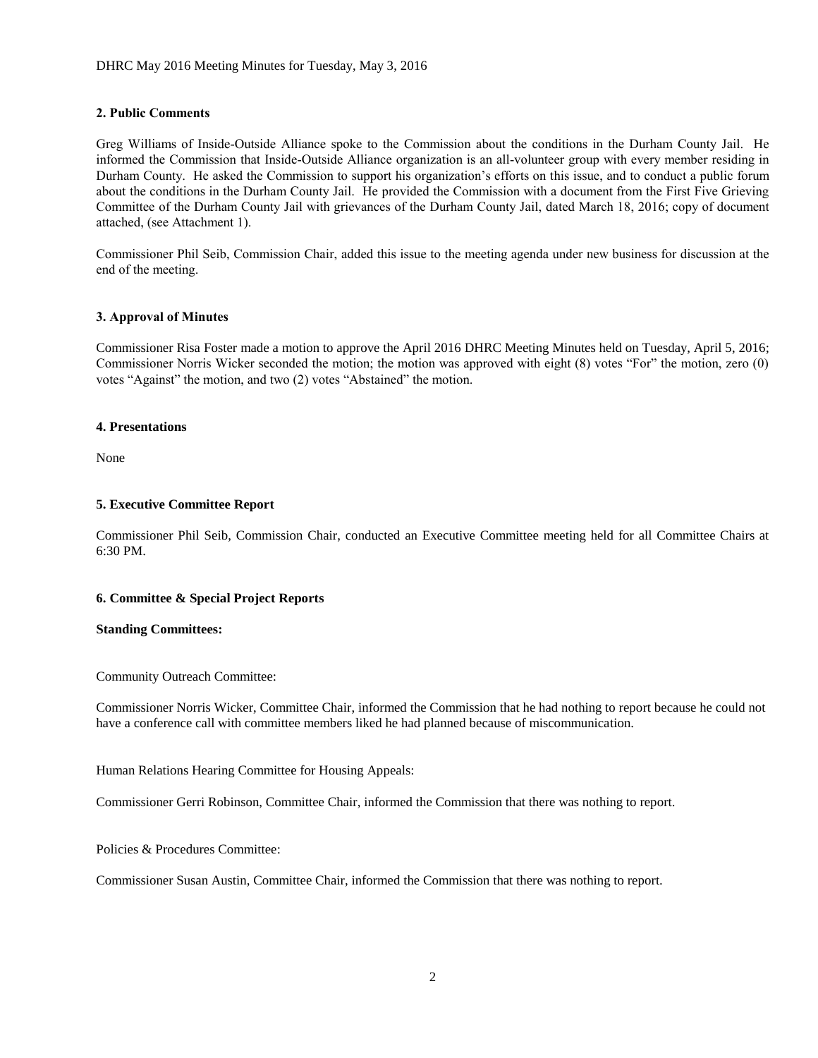## 2. Public Comments

Greg Williams of Inside-Outside Alliance spoke to the Commission about the conditions in the Durham County Jail. He informed the Commission that Inside-Outside Alliance organization is an all-volunteer group with every member residing in Durham County. He asked the Commission to support his organization's efforts on this issue, and to conduct a public forum about the conditions in the Durham County Jail. He provided the Commission with a document from the First Five Grieving Committee of the Durham County Jail with grievances of the Durham County Jail, dated March 18, 2016; copy of document attached, (see Attachment 1).

Commissioner Phil Seib, Commission Chair, added this issue to the meeting agenda under new business for discussion at the end of the meeting.

## 3. Approval of Minutes

Commissioner Risa Foster made a motion to approve the April 2016 DHRC Meeting Minutes held on Tuesday, April 5, 2016; Commissioner Norris Wicker seconded the motion; the motion was approved with eight (8) votes "For" the motion, zero (0) votes "Against" the motion, and two (2) votes "Abstained" the motion.

## 4. Presentations

None

## 5. Executive Committee Report

Commissioner Phil Seib, Commission Chair, conducted an Executive Committee meeting held for all Committee Chairs at 6:30 PM.

## 6. Committee & Special Project Reports

**Standing Committees:**

Community Outreach Committee:

Commissioner Norris Wicker, Committee Chair, informed the Commission that he had nothing to report because he could not have a conference call with committee members liked he had planned because of miscommunication.

Human Relations Hearing Committee for Housing Appeals:

Commissioner Gerri Robinson, Committee Chair, informed the Commission that there was nothing to report.

Policies & Procedures Committee:

Commissioner Susan Austin, Committee Chair, informed the Commission that there was nothing to report.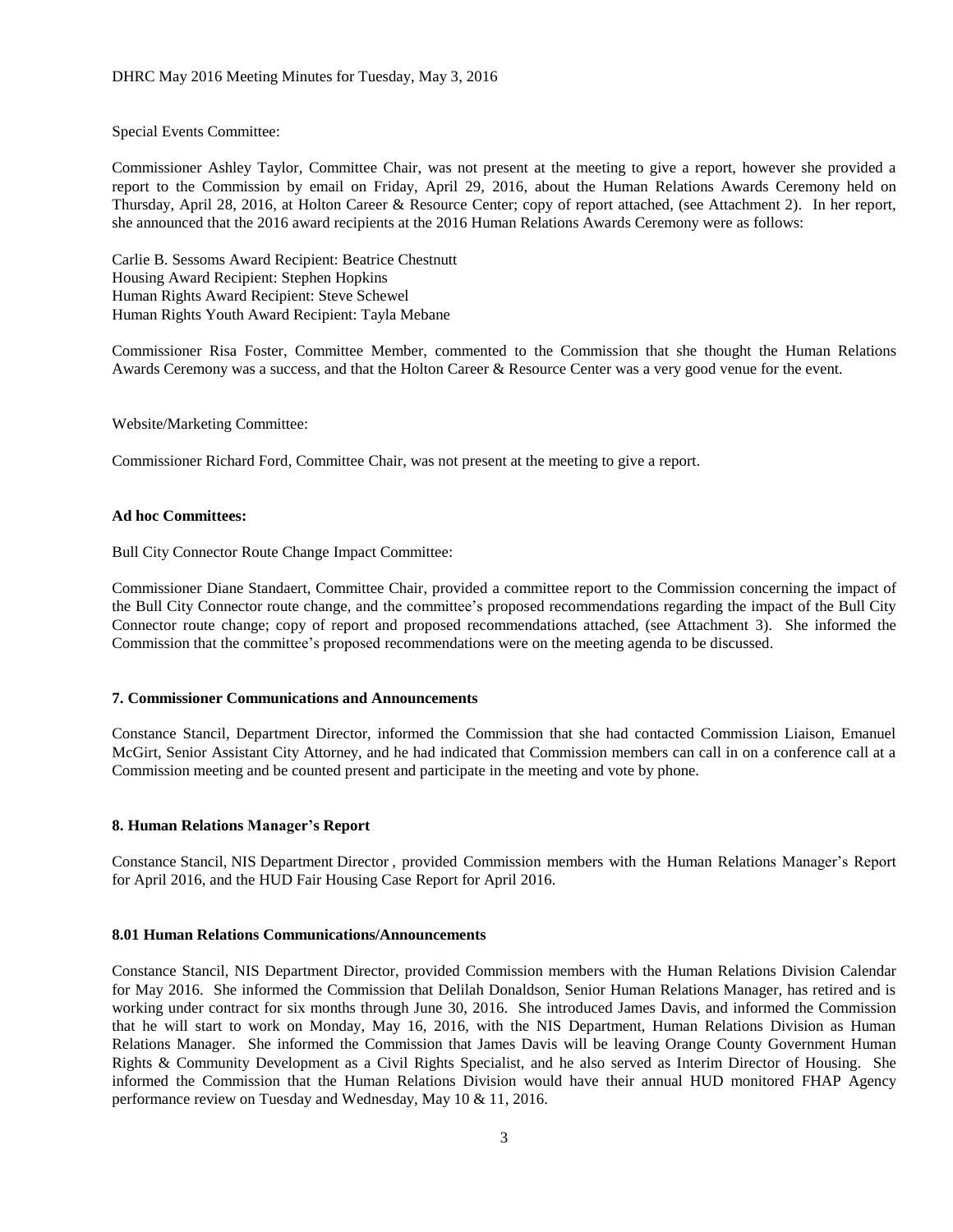Special Events Committee:

Commissioner Ashley Taylor, Committee Chair, was not present at the meeting to give a report, however she provided a report to the Commission by email on Friday, April 29, 2016, about the Human Relations Awards Ceremony held on Thursday, April 28, 2016, at Holton Career & Resource Center; copy of report attached, (see Attachment 2). In her report, she announced that the 2016 award recipients at the 2016 Human Relations Awards Ceremony were as follows:

Carlie B. Sessoms Award Recipient: Beatrice Chestnutt
Housing Award Recipient: Stephen Hopkins
Human Rights Award Recipient: Steve Schewel
Human Rights Youth Award Recipient: Tayla Mebane

Commissioner Risa Foster, Committee Member, commented to the Commission that she thought the Human Relations Awards Ceremony was a success, and that the Holton Career & Resource Center was a very good venue for the event.

Website/Marketing Committee:

Commissioner Richard Ford, Committee Chair, was not present at the meeting to give a report.

**Ad hoc Committees:**

Bull City Connector Route Change Impact Committee:

Commissioner Diane Standaert, Committee Chair, provided a committee report to the Commission concerning the impact of the Bull City Connector route change, and the committee's proposed recommendations regarding the impact of the Bull City Connector route change; copy of report and proposed recommendations attached, (see Attachment 3). She informed the Commission that the committee's proposed recommendations were on the meeting agenda to be discussed.

**7. Commissioner Communications and Announcements**

Constance Stancil, Department Director, informed the Commission that she had contacted Commission Liaison, Emanuel McGirt, Senior Assistant City Attorney, and he had indicated that Commission members can call in on a conference call at a Commission meeting and be counted present and participate in the meeting and vote by phone.

**8. Human Relations Manager's Report**

Constance Stancil, NIS Department Director , provided Commission members with the Human Relations Manager's Report for April 2016, and the HUD Fair Housing Case Report for April 2016.

**8.01 Human Relations Communications/Announcements**

Constance Stancil, NIS Department Director, provided Commission members with the Human Relations Division Calendar for May 2016. She informed the Commission that Delilah Donaldson, Senior Human Relations Manager, has retired and is working under contract for six months through June 30, 2016. She introduced James Davis, and informed the Commission that he will start to work on Monday, May 16, 2016, with the NIS Department, Human Relations Division as Human Relations Manager. She informed the Commission that James Davis will be leaving Orange County Government Human Rights & Community Development as a Civil Rights Specialist, and he also served as Interim Director of Housing. She informed the Commission that the Human Relations Division would have their annual HUD monitored FHAP Agency performance review on Tuesday and Wednesday, May 10 & 11, 2016.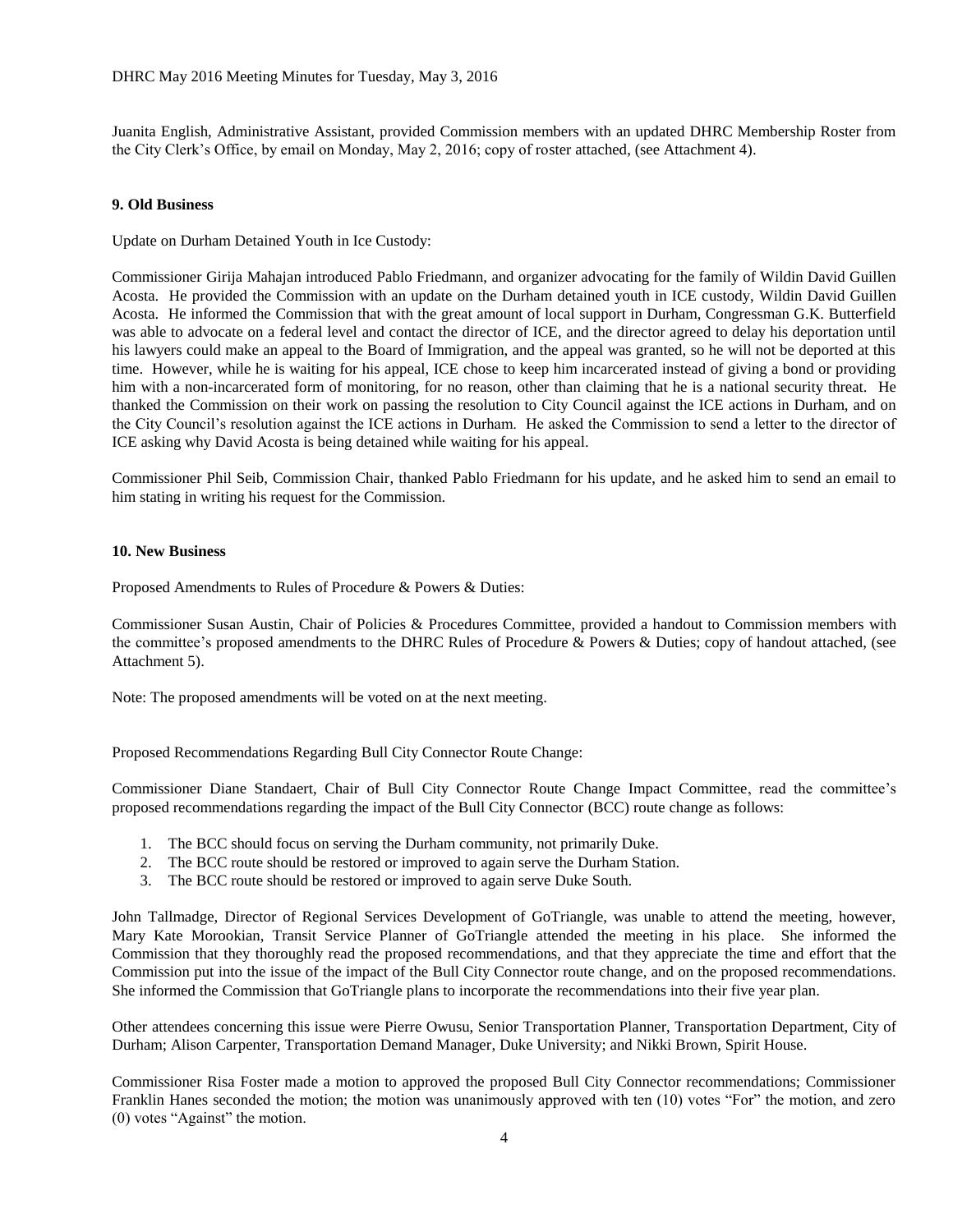Juanita English, Administrative Assistant, provided Commission members with an updated DHRC Membership Roster from the City Clerk's Office, by email on Monday, May 2, 2016; copy of roster attached, (see Attachment 4).

**9. Old Business**

Update on Durham Detained Youth in Ice Custody:

Commissioner Girija Mahajan introduced Pablo Friedmann, and organizer advocating for the family of Wildin David Guillen Acosta. He provided the Commission with an update on the Durham detained youth in ICE custody, Wildin David Guillen Acosta. He informed the Commission that with the great amount of local support in Durham, Congressman G.K. Butterfield was able to advocate on a federal level and contact the director of ICE, and the director agreed to delay his deportation until his lawyers could make an appeal to the Board of Immigration, and the appeal was granted, so he will not be deported at this time. However, while he is waiting for his appeal, ICE chose to keep him incarcerated instead of giving a bond or providing him with a non-incarcerated form of monitoring, for no reason, other than claiming that he is a national security threat. He thanked the Commission on their work on passing the resolution to City Council against the ICE actions in Durham, and on the City Council's resolution against the ICE actions in Durham. He asked the Commission to send a letter to the director of ICE asking why David Acosta is being detained while waiting for his appeal.

Commissioner Phil Seib, Commission Chair, thanked Pablo Friedmann for his update, and he asked him to send an email to him stating in writing his request for the Commission.

**10. New Business**

Proposed Amendments to Rules of Procedure & Powers & Duties:

Commissioner Susan Austin, Chair of Policies & Procedures Committee, provided a handout to Commission members with the committee's proposed amendments to the DHRC Rules of Procedure & Powers & Duties; copy of handout attached, (see Attachment 5).

Note: The proposed amendments will be voted on at the next meeting.

Proposed Recommendations Regarding Bull City Connector Route Change:

Commissioner Diane Standaert, Chair of Bull City Connector Route Change Impact Committee, read the committee's proposed recommendations regarding the impact of the Bull City Connector (BCC) route change as follows:

1. The BCC should focus on serving the Durham community, not primarily Duke.
2. The BCC route should be restored or improved to again serve the Durham Station.
3. The BCC route should be restored or improved to again serve Duke South.

John Tallmadge, Director of Regional Services Development of GoTriangle, was unable to attend the meeting, however, Mary Kate Morookian, Transit Service Planner of GoTriangle attended the meeting in his place. She informed the Commission that they thoroughly read the proposed recommendations, and that they appreciate the time and effort that the Commission put into the issue of the impact of the Bull City Connector route change, and on the proposed recommendations. She informed the Commission that GoTriangle plans to incorporate the recommendations into their five year plan.

Other attendees concerning this issue were Pierre Owusu, Senior Transportation Planner, Transportation Department, City of Durham; Alison Carpenter, Transportation Demand Manager, Duke University; and Nikki Brown, Spirit House.

Commissioner Risa Foster made a motion to approved the proposed Bull City Connector recommendations; Commissioner Franklin Hanes seconded the motion; the motion was unanimously approved with ten (10) votes "For" the motion, and zero (0) votes "Against" the motion.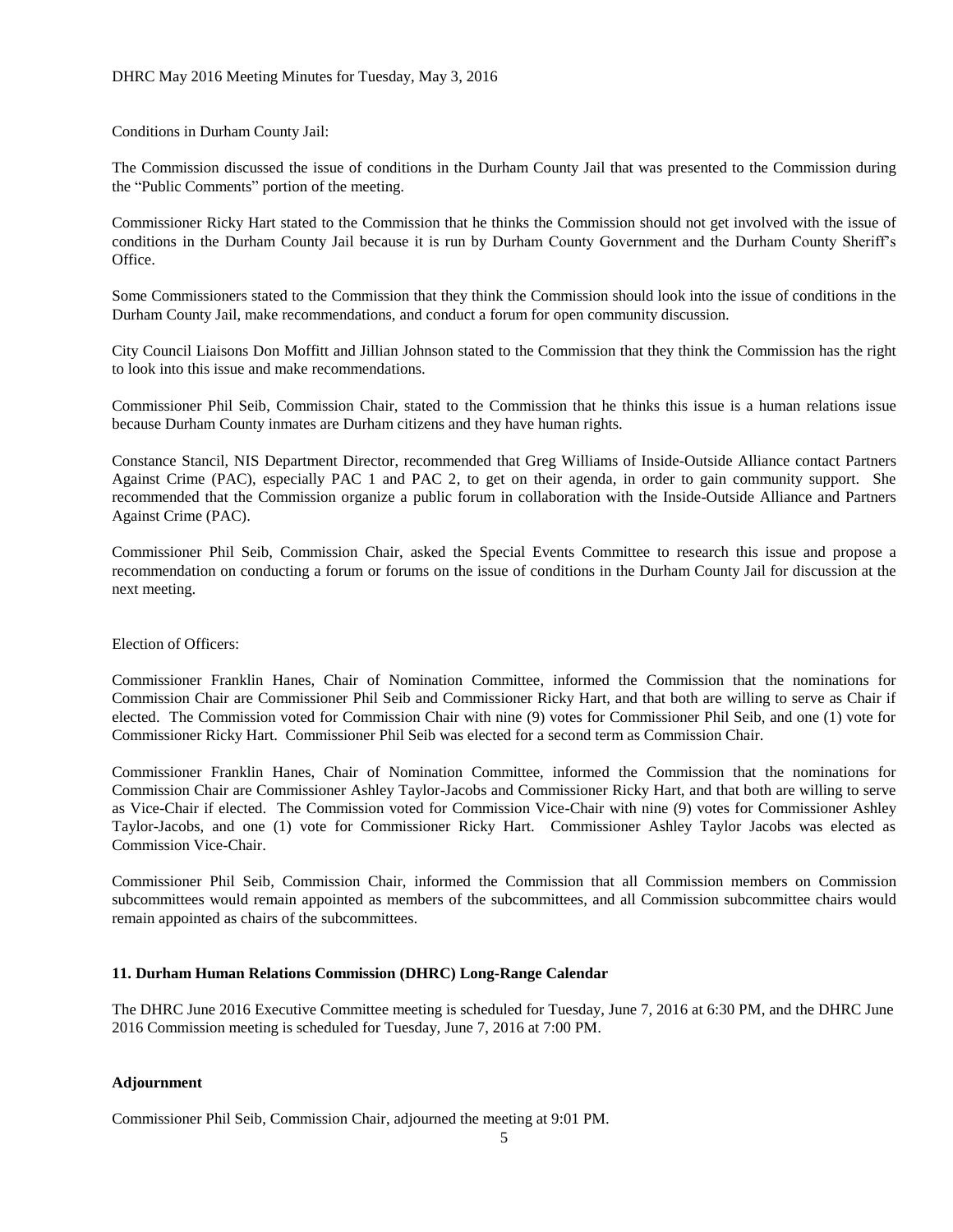Conditions in Durham County Jail:

The Commission discussed the issue of conditions in the Durham County Jail that was presented to the Commission during the "Public Comments" portion of the meeting.

Commissioner Ricky Hart stated to the Commission that he thinks the Commission should not get involved with the issue of conditions in the Durham County Jail because it is run by Durham County Government and the Durham County Sheriff's Office.

Some Commissioners stated to the Commission that they think the Commission should look into the issue of conditions in the Durham County Jail, make recommendations, and conduct a forum for open community discussion.

City Council Liaisons Don Moffitt and Jillian Johnson stated to the Commission that they think the Commission has the right to look into this issue and make recommendations.

Commissioner Phil Seib, Commission Chair, stated to the Commission that he thinks this issue is a human relations issue because Durham County inmates are Durham citizens and they have human rights.

Constance Stancil, NIS Department Director, recommended that Greg Williams of Inside-Outside Alliance contact Partners Against Crime (PAC), especially PAC 1 and PAC 2, to get on their agenda, in order to gain community support. She recommended that the Commission organize a public forum in collaboration with the Inside-Outside Alliance and Partners Against Crime (PAC).

Commissioner Phil Seib, Commission Chair, asked the Special Events Committee to research this issue and propose a recommendation on conducting a forum or forums on the issue of conditions in the Durham County Jail for discussion at the next meeting.

Election of Officers:

Commissioner Franklin Hanes, Chair of Nomination Committee, informed the Commission that the nominations for Commission Chair are Commissioner Phil Seib and Commissioner Ricky Hart, and that both are willing to serve as Chair if elected. The Commission voted for Commission Chair with nine (9) votes for Commissioner Phil Seib, and one (1) vote for Commissioner Ricky Hart. Commissioner Phil Seib was elected for a second term as Commission Chair.

Commissioner Franklin Hanes, Chair of Nomination Committee, informed the Commission that the nominations for Commission Chair are Commissioner Ashley Taylor-Jacobs and Commissioner Ricky Hart, and that both are willing to serve as Vice-Chair if elected. The Commission voted for Commission Vice-Chair with nine (9) votes for Commissioner Ashley Taylor-Jacobs, and one (1) vote for Commissioner Ricky Hart. Commissioner Ashley Taylor Jacobs was elected as Commission Vice-Chair.

Commissioner Phil Seib, Commission Chair, informed the Commission that all Commission members on Commission subcommittees would remain appointed as members of the subcommittees, and all Commission subcommittee chairs would remain appointed as chairs of the subcommittees.

**11. Durham Human Relations Commission (DHRC) Long-Range Calendar**

The DHRC June 2016 Executive Committee meeting is scheduled for Tuesday, June 7, 2016 at 6:30 PM, and the DHRC June 2016 Commission meeting is scheduled for Tuesday, June 7, 2016 at 7:00 PM.

**Adjournment**

Commissioner Phil Seib, Commission Chair, adjourned the meeting at 9:01 PM.